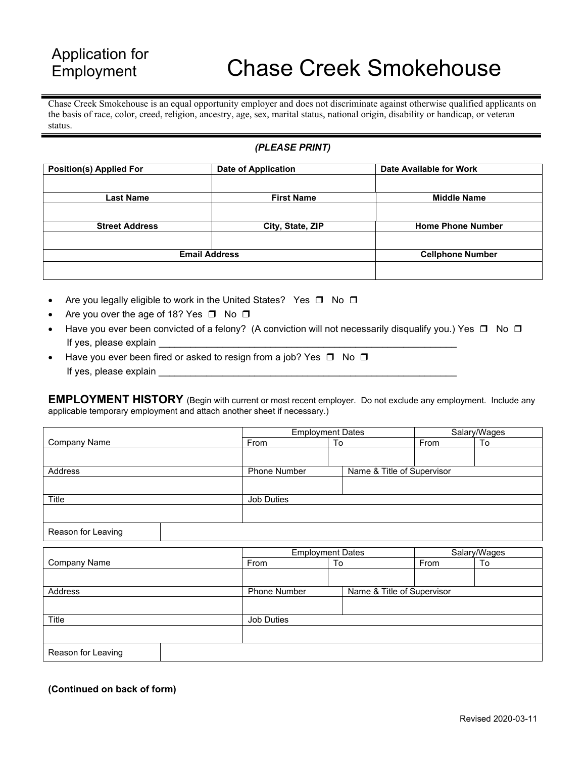# Application for Employment

# Chase Creek Smokehouse

Chase Creek Smokehouse is an equal opportunity employer and does not discriminate against otherwise qualified applicants on the basis of race, color, creed, religion, ancestry, age, sex, marital status, national origin, disability or handicap, or veteran status.

***(PLEASE PRINT)***

| Position(s) Applied For | Date of Application | Date Available for Work |
|---|---|---|
| | | |
| **Last Name** | **First Name** | **Middle Name** |
| | | |
| **Street Address** | **City, State, ZIP** | **Home Phone Number** |
| | | |
| **Email Address** | | **Cellphone Number** |
| | | |

- Are you legally eligible to work in the United States? Yes ❐ No ❐
- Are you over the age of 18? Yes ❐ No ❐
- Have you ever been convicted of a felony? (A conviction will not necessarily disqualify you.) Yes ❐ No ❐
  If yes, please explain ___________________________________________________________
- Have you ever been fired or asked to resign from a job? Yes ❐ No ❐
  If yes, please explain ___________________________________________________________

## EMPLOYMENT HISTORY

(Begin with current or most recent employer. Do not exclude any employment. Include any applicable temporary employment and attach another sheet if necessary.)

| | Employment Dates | | Salary/Wages | |
|---|---|---|---|---|
| Company Name | From | To | From | To |
| | | | | |
| Address | Phone Number | Name & Title of Supervisor | | |
| | | | | |
| Title | Job Duties | | | |
| | | | | |
| Reason for Leaving | | | | |

| | Employment Dates | | Salary/Wages | |
|---|---|---|---|---|
| Company Name | From | To | From | To |
| | | | | |
| Address | Phone Number | Name & Title of Supervisor | | |
| | | | | |
| Title | Job Duties | | | |
| | | | | |
| Reason for Leaving | | | | |

**(Continued on back of form)**

Revised 2020-03-11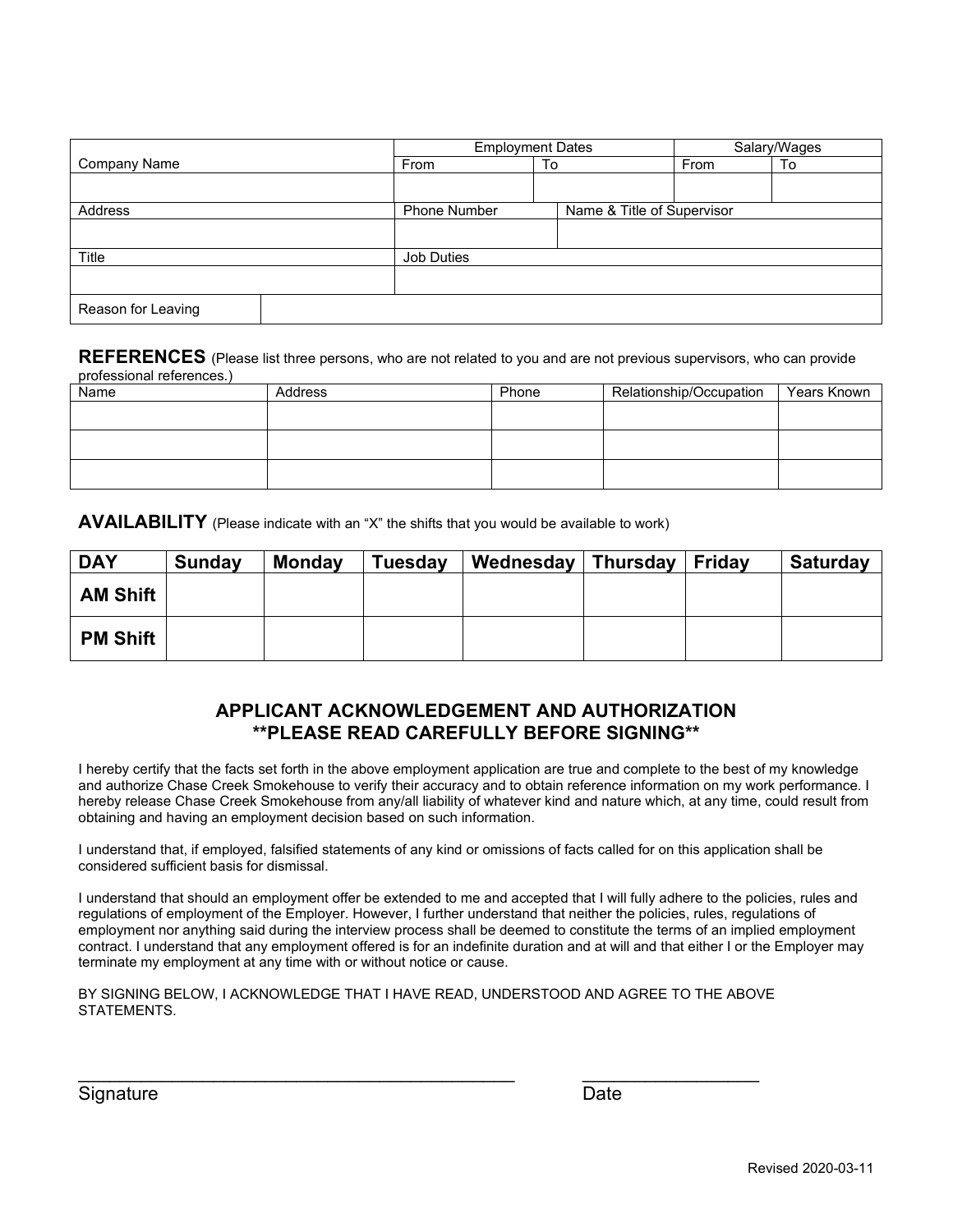| Company Name | Employment Dates From | Employment Dates To | Salary/Wages From | Salary/Wages To |
|---|---|---|---|---|
| | | | | |

| Address | Phone Number | Name & Title of Supervisor |
|---|---|---|
| | | |

| Title | Job Duties |
|---|---|
| | |

| Reason for Leaving | |
|---|---|

**REFERENCES** (Please list three persons, who are not related to you and are not previous supervisors, who can provide professional references.)

| Name | Address | Phone | Relationship/Occupation | Years Known |
|---|---|---|---|---|
| | | | | |
| | | | | |
| | | | | |

**AVAILABILITY** (Please indicate with an "X" the shifts that you would be available to work)

| DAY | Sunday | Monday | Tuesday | Wednesday | Thursday | Friday | Saturday |
|---|---|---|---|---|---|---|---|
| **AM Shift** | | | | | | | |
| **PM Shift** | | | | | | | |

## APPLICANT ACKNOWLEDGEMENT AND AUTHORIZATION
## **PLEASE READ CAREFULLY BEFORE SIGNING**

I hereby certify that the facts set forth in the above employment application are true and complete to the best of my knowledge and authorize Chase Creek Smokehouse to verify their accuracy and to obtain reference information on my work performance. I hereby release Chase Creek Smokehouse from any/all liability of whatever kind and nature which, at any time, could result from obtaining and having an employment decision based on such information.

I understand that, if employed, falsified statements of any kind or omissions of facts called for on this application shall be considered sufficient basis for dismissal.

I understand that should an employment offer be extended to me and accepted that I will fully adhere to the policies, rules and regulations of employment of the Employer. However, I further understand that neither the policies, rules, regulations of employment nor anything said during the interview process shall be deemed to constitute the terms of an implied employment contract. I understand that any employment offered is for an indefinite duration and at will and that either I or the Employer may terminate my employment at any time with or without notice or cause.

BY SIGNING BELOW, I ACKNOWLEDGE THAT I HAVE READ, UNDERSTOOD AND AGREE TO THE ABOVE STATEMENTS.

_______________________________________________ Signature

__________________ Date

Revised 2020-03-11